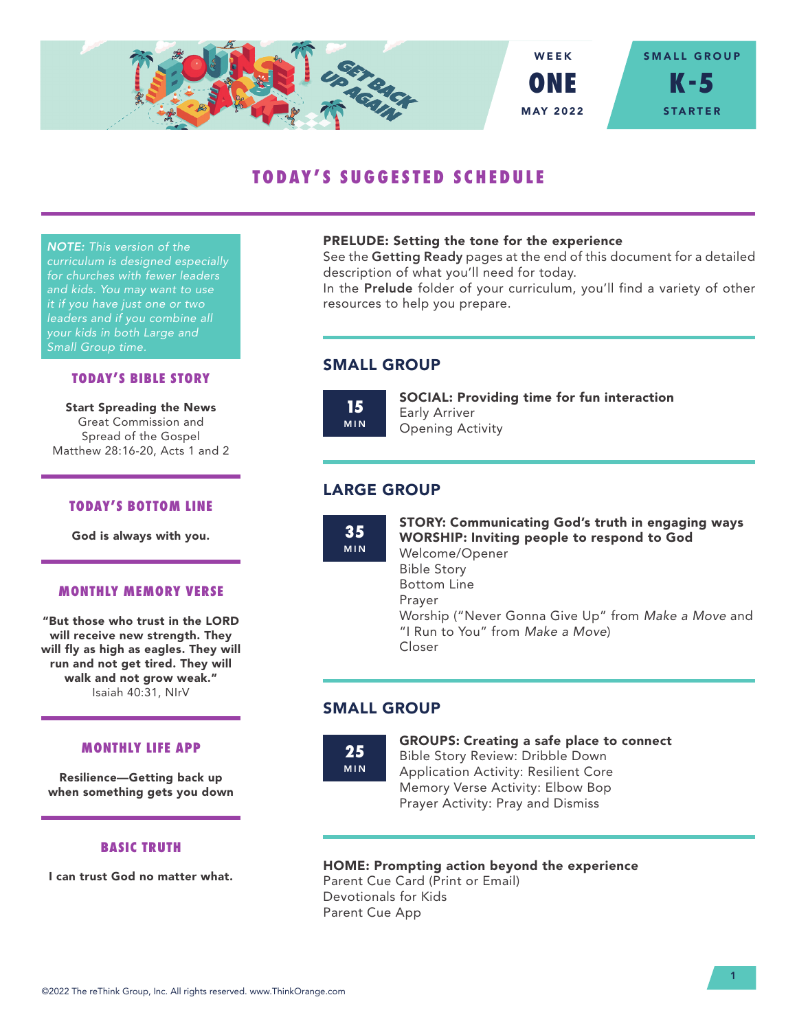WEEK **ONE** MAY 2022

SMALL GROUP **K-5** STARTER

# TODAY'S SUGGESTED SCHEDULE

*NOTE: This version of the curriculum is designed especially for churches with fewer leaders and kids. You may want to use it if you have just one or two leaders and if you combine all your kids in both Large and Small Group time.*

## TODAY'S BIBLE STORY

**Start Spreading the News**
Great Commission and Spread of the Gospel
Matthew 28:16-20, Acts 1 and 2

## TODAY'S BOTTOM LINE

**God is always with you.**

## MONTHLY MEMORY VERSE

**"But those who trust in the LORD will receive new strength. They will fly as high as eagles. They will run and not get tired. They will walk and not grow weak."**
Isaiah 40:31, NIrV

## MONTHLY LIFE APP

**Resilience—Getting back up when something gets you down**

## BASIC TRUTH

**I can trust God no matter what.**

---

**PRELUDE: Setting the tone for the experience**
See the **Getting Ready** pages at the end of this document for a detailed description of what you'll need for today.
In the **Prelude** folder of your curriculum, you'll find a variety of other resources to help you prepare.

## SMALL GROUP

**15 MIN**

**SOCIAL: Providing time for fun interaction**
Early Arriver
Opening Activity

## LARGE GROUP

**35 MIN**

**STORY: Communicating God's truth in engaging ways**
**WORSHIP: Inviting people to respond to God**
Welcome/Opener
Bible Story
Bottom Line
Prayer
Worship ("Never Gonna Give Up" from *Make a Move* and "I Run to You" from *Make a Move*)
Closer

## SMALL GROUP

**25 MIN**

**GROUPS: Creating a safe place to connect**
Bible Story Review: Dribble Down
Application Activity: Resilient Core
Memory Verse Activity: Elbow Bop
Prayer Activity: Pray and Dismiss

**HOME: Prompting action beyond the experience**
Parent Cue Card (Print or Email)
Devotionals for Kids
Parent Cue App

©2022 The reThink Group, Inc. All rights reserved. www.ThinkOrange.com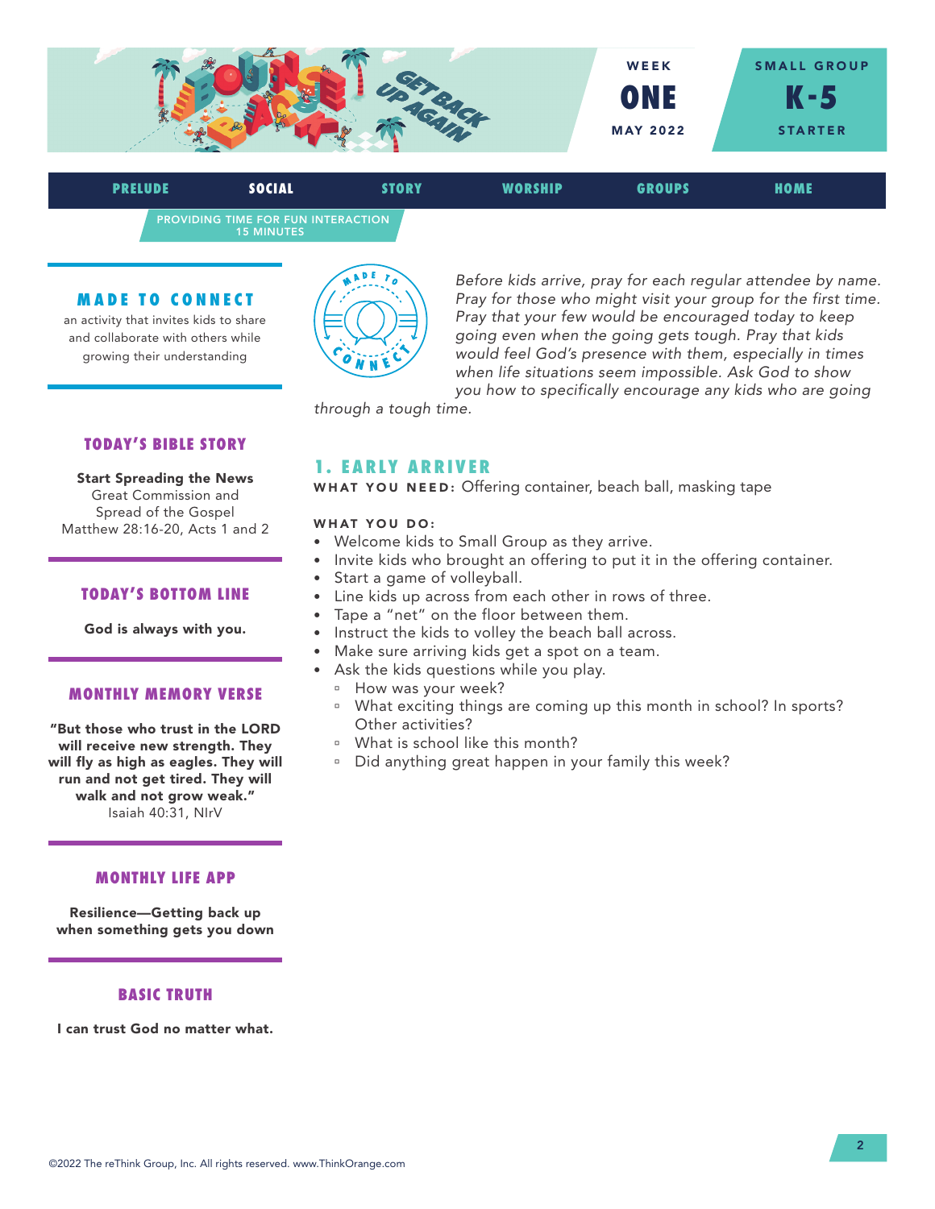WEEK **ONE** MAY 2022

SMALL GROUP **K-5** STARTER

PRELUDE | **SOCIAL** | STORY | WORSHIP | GROUPS | HOME

PROVIDING TIME FOR FUN INTERACTION
15 MINUTES

## MADE TO CONNECT

an activity that invites kids to share and collaborate with others while growing their understanding

*Before kids arrive, pray for each regular attendee by name. Pray for those who might visit your group for the first time. Pray that your few would be encouraged today to keep going even when the going gets tough. Pray that kids would feel God's presence with them, especially in times when life situations seem impossible. Ask God to show you how to specifically encourage any kids who are going through a tough time.*

### TODAY'S BIBLE STORY

**Start Spreading the News**
Great Commission and Spread of the Gospel
Matthew 28:16-20, Acts 1 and 2

### TODAY'S BOTTOM LINE

**God is always with you.**

### MONTHLY MEMORY VERSE

**"But those who trust in the LORD will receive new strength. They will fly as high as eagles. They will run and not get tired. They will walk and not grow weak."**
Isaiah 40:31, NIrV

### MONTHLY LIFE APP

**Resilience—Getting back up when something gets you down**

### BASIC TRUTH

**I can trust God no matter what.**

## 1. EARLY ARRIVER

**WHAT YOU NEED:** Offering container, beach ball, masking tape

**WHAT YOU DO:**

- Welcome kids to Small Group as they arrive.
- Invite kids who brought an offering to put it in the offering container.
- Start a game of volleyball.
- Line kids up across from each other in rows of three.
- Tape a "net" on the floor between them.
- Instruct the kids to volley the beach ball across.
- Make sure arriving kids get a spot on a team.
- Ask the kids questions while you play.
  - How was your week?
  - What exciting things are coming up this month in school? In sports? Other activities?
  - What is school like this month?
  - Did anything great happen in your family this week?

©2022 The reThink Group, Inc. All rights reserved. www.ThinkOrange.com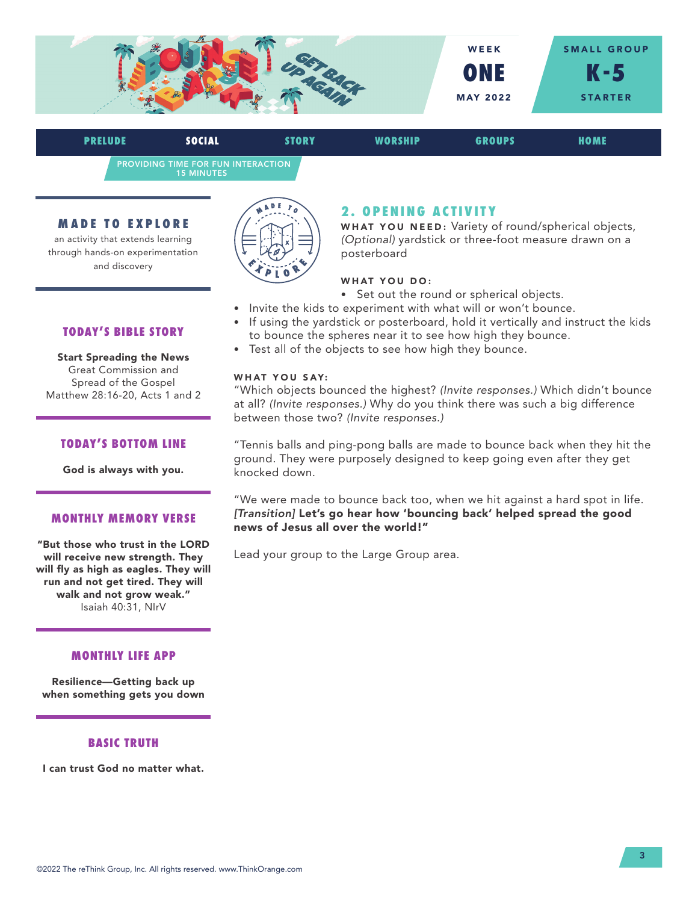WEEK **ONE** MAY 2022

SMALL GROUP **K-5** STARTER

PRELUDE | **SOCIAL** | STORY | WORSHIP | GROUPS | HOME

PROVIDING TIME FOR FUN INTERACTION
15 MINUTES

## MADE TO EXPLORE

an activity that extends learning through hands-on experimentation and discovery

### TODAY'S BIBLE STORY

**Start Spreading the News**
Great Commission and Spread of the Gospel
Matthew 28:16-20, Acts 1 and 2

### TODAY'S BOTTOM LINE

**God is always with you.**

### MONTHLY MEMORY VERSE

**"But those who trust in the LORD will receive new strength. They will fly as high as eagles. They will run and not get tired. They will walk and not grow weak."**
Isaiah 40:31, NIrV

### MONTHLY LIFE APP

**Resilience—Getting back up when something gets you down**

### BASIC TRUTH

**I can trust God no matter what.**

## 2. OPENING ACTIVITY

**WHAT YOU NEED:** Variety of round/spherical objects, *(Optional)* yardstick or three-foot measure drawn on a posterboard

**WHAT YOU DO:**

- Set out the round or spherical objects.
- Invite the kids to experiment with what will or won't bounce.
- If using the yardstick or posterboard, hold it vertically and instruct the kids to bounce the spheres near it to see how high they bounce.
- Test all of the objects to see how high they bounce.

**WHAT YOU SAY:**

"Which objects bounced the highest? *(Invite responses.)* Which didn't bounce at all? *(Invite responses.)* Why do you think there was such a big difference between those two? *(Invite responses.)*

"Tennis balls and ping-pong balls are made to bounce back when they hit the ground. They were purposely designed to keep going even after they get knocked down.

"We were made to bounce back too, when we hit against a hard spot in life. *[Transition]* **Let's go hear how 'bouncing back' helped spread the good news of Jesus all over the world!"**

Lead your group to the Large Group area.

©2022 The reThink Group, Inc. All rights reserved. www.ThinkOrange.com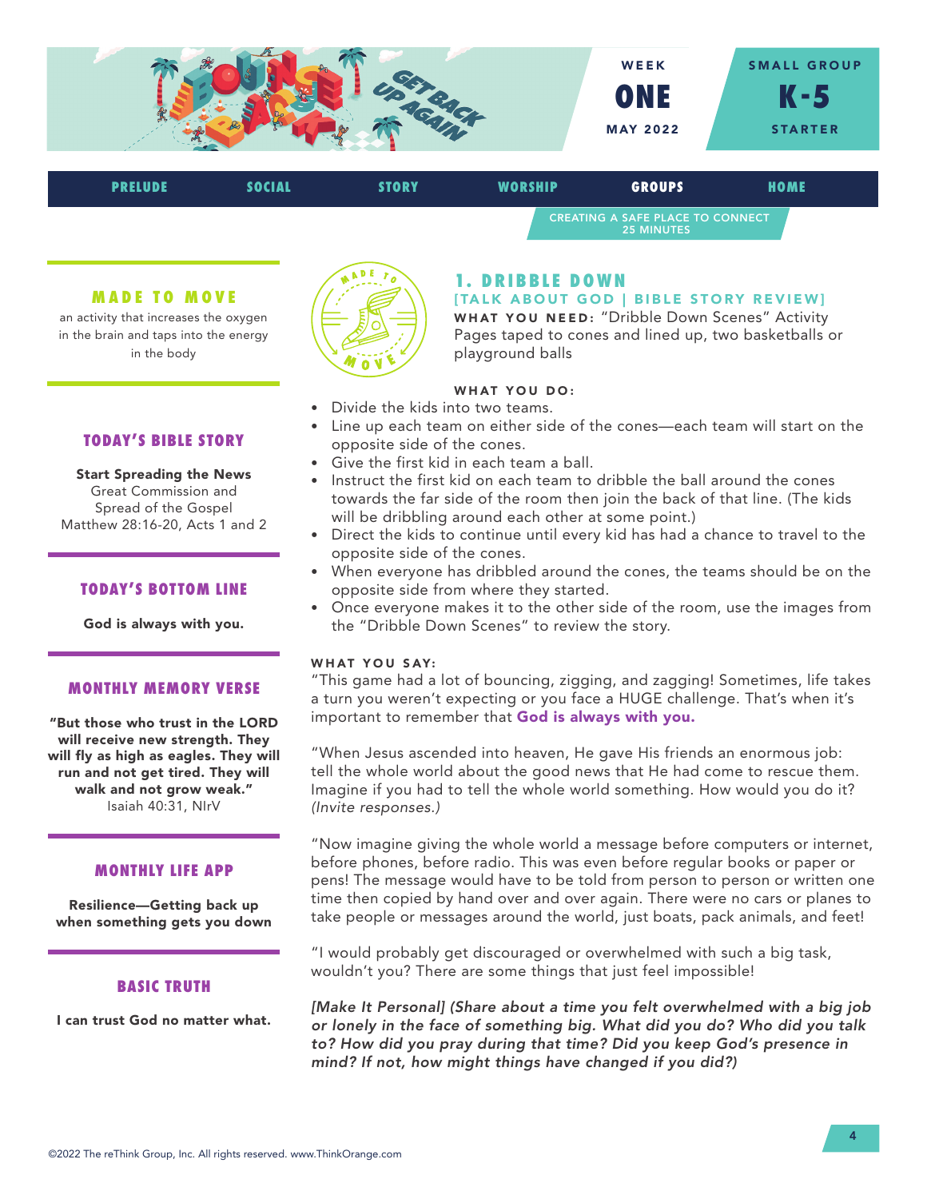WEEK ONE · MAY 2022

SMALL GROUP K-5 STARTER

PRELUDE | SOCIAL | STORY | WORSHIP | GROUPS | HOME

CREATING A SAFE PLACE TO CONNECT
25 MINUTES

### MADE TO MOVE

an activity that increases the oxygen in the brain and taps into the energy in the body

### TODAY'S BIBLE STORY

**Start Spreading the News**
Great Commission and Spread of the Gospel
Matthew 28:16-20, Acts 1 and 2

### TODAY'S BOTTOM LINE

**God is always with you.**

### MONTHLY MEMORY VERSE

**"But those who trust in the LORD will receive new strength. They will fly as high as eagles. They will run and not get tired. They will walk and not grow weak."**
Isaiah 40:31, NIrV

### MONTHLY LIFE APP

**Resilience—Getting back up when something gets you down**

### BASIC TRUTH

**I can trust God no matter what.**

## 1. DRIBBLE DOWN

**[TALK ABOUT GOD | BIBLE STORY REVIEW]**

**WHAT YOU NEED:** "Dribble Down Scenes" Activity Pages taped to cones and lined up, two basketballs or playground balls

**WHAT YOU DO:**

- Divide the kids into two teams.
- Line up each team on either side of the cones—each team will start on the opposite side of the cones.
- Give the first kid in each team a ball.
- Instruct the first kid on each team to dribble the ball around the cones towards the far side of the room then join the back of that line. (The kids will be dribbling around each other at some point.)
- Direct the kids to continue until every kid has had a chance to travel to the opposite side of the cones.
- When everyone has dribbled around the cones, the teams should be on the opposite side from where they started.
- Once everyone makes it to the other side of the room, use the images from the "Dribble Down Scenes" to review the story.

**WHAT YOU SAY:**

"This game had a lot of bouncing, zigging, and zagging! Sometimes, life takes a turn you weren't expecting or you face a HUGE challenge. That's when it's important to remember that **God is always with you.**

"When Jesus ascended into heaven, He gave His friends an enormous job: tell the whole world about the good news that He had come to rescue them. Imagine if you had to tell the whole world something. How would you do it? *(Invite responses.)*

"Now imagine giving the whole world a message before computers or internet, before phones, before radio. This was even before regular books or paper or pens! The message would have to be told from person to person or written one time then copied by hand over and over again. There were no cars or planes to take people or messages around the world, just boats, pack animals, and feet!

"I would probably get discouraged or overwhelmed with such a big task, wouldn't you? There are some things that just feel impossible!

***[Make It Personal] (Share about a time you felt overwhelmed with a big job or lonely in the face of something big. What did you do? Who did you talk to? How did you pray during that time? Did you keep God's presence in mind? If not, how might things have changed if you did?)***

©2022 The reThink Group, Inc. All rights reserved. www.ThinkOrange.com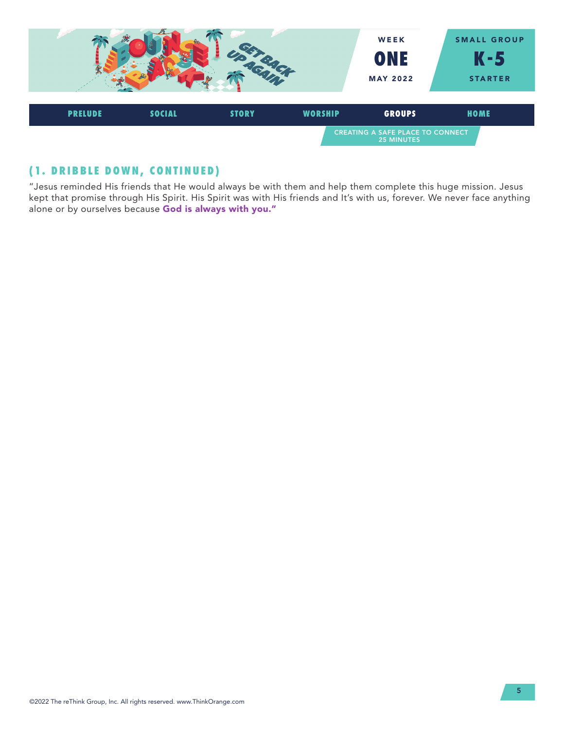## (1. DRIBBLE DOWN, CONTINUED)

"Jesus reminded His friends that He would always be with them and help them complete this huge mission. Jesus kept that promise through His Spirit. His Spirit was with His friends and It's with us, forever. We never face anything alone or by ourselves because **God is always with you."**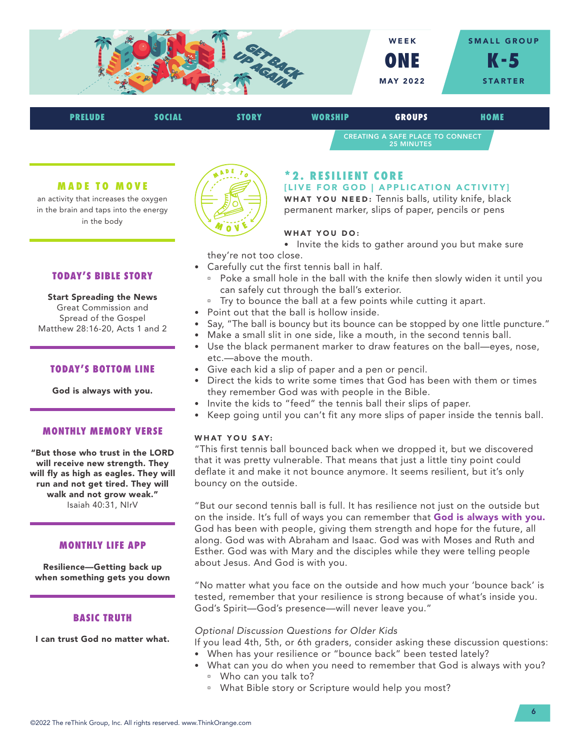WEEK **ONE** MAY 2022

SMALL GROUP **K-5** STARTER

PRELUDE | SOCIAL | STORY | WORSHIP | **GROUPS** | HOME

CREATING A SAFE PLACE TO CONNECT
25 MINUTES

## MADE TO MOVE

an activity that increases the oxygen in the brain and taps into the energy in the body

## TODAY'S BIBLE STORY

**Start Spreading the News**
Great Commission and Spread of the Gospel
Matthew 28:16-20, Acts 1 and 2

## TODAY'S BOTTOM LINE

**God is always with you.**

## MONTHLY MEMORY VERSE

**"But those who trust in the LORD will receive new strength. They will fly as high as eagles. They will run and not get tired. They will walk and not grow weak."**
Isaiah 40:31, NIrV

## MONTHLY LIFE APP

**Resilience—Getting back up when something gets you down**

## BASIC TRUTH

**I can trust God no matter what.**

## *2. RESILIENT CORE

**[LIVE FOR GOD | APPLICATION ACTIVITY]**

**WHAT YOU NEED:** Tennis balls, utility knife, black permanent marker, slips of paper, pencils or pens

**WHAT YOU DO:**

- Invite the kids to gather around you but make sure they're not too close.
- Carefully cut the first tennis ball in half.
  - Poke a small hole in the ball with the knife then slowly widen it until you can safely cut through the ball's exterior.
  - Try to bounce the ball at a few points while cutting it apart.
- Point out that the ball is hollow inside.
- Say, "The ball is bouncy but its bounce can be stopped by one little puncture."
- Make a small slit in one side, like a mouth, in the second tennis ball.
- Use the black permanent marker to draw features on the ball—eyes, nose, etc.—above the mouth.
- Give each kid a slip of paper and a pen or pencil.
- Direct the kids to write some times that God has been with them or times they remember God was with people in the Bible.
- Invite the kids to "feed" the tennis ball their slips of paper.
- Keep going until you can't fit any more slips of paper inside the tennis ball.

**WHAT YOU SAY:**

"This first tennis ball bounced back when we dropped it, but we discovered that it was pretty vulnerable. That means that just a little tiny point could deflate it and make it not bounce anymore. It seems resilient, but it's only bouncy on the outside.

"But our second tennis ball is full. It has resilience not just on the outside but on the inside. It's full of ways you can remember that **God is always with you.** God has been with people, giving them strength and hope for the future, all along. God was with Abraham and Isaac. God was with Moses and Ruth and Esther. God was with Mary and the disciples while they were telling people about Jesus. And God is with you.

"No matter what you face on the outside and how much your 'bounce back' is tested, remember that your resilience is strong because of what's inside you. God's Spirit—God's presence—will never leave you."

*Optional Discussion Questions for Older Kids*

If you lead 4th, 5th, or 6th graders, consider asking these discussion questions:

- When has your resilience or "bounce back" been tested lately?
- What can you do when you need to remember that God is always with you?
  - Who can you talk to?
  - What Bible story or Scripture would help you most?

©2022 The reThink Group, Inc. All rights reserved. www.ThinkOrange.com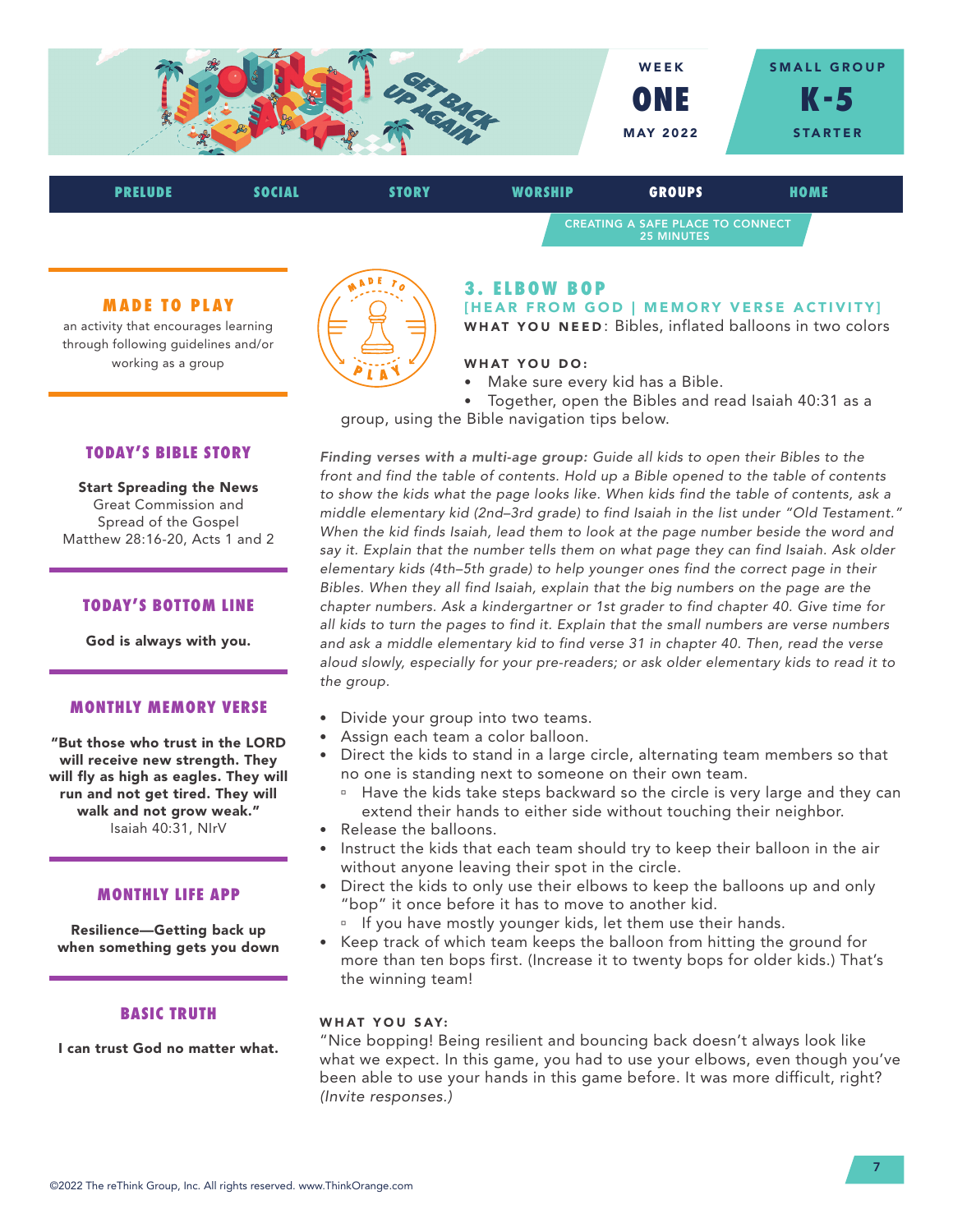WEEK **ONE** MAY 2022 | SMALL GROUP **K-5** STARTER

PRELUDE | SOCIAL | STORY | WORSHIP | **GROUPS** | HOME

CREATING A SAFE PLACE TO CONNECT
25 MINUTES

### MADE TO PLAY

an activity that encourages learning through following guidelines and/or working as a group

### TODAY'S BIBLE STORY

**Start Spreading the News**
Great Commission and Spread of the Gospel
Matthew 28:16-20, Acts 1 and 2

### TODAY'S BOTTOM LINE

**God is always with you.**

### MONTHLY MEMORY VERSE

**"But those who trust in the LORD will receive new strength. They will fly as high as eagles. They will run and not get tired. They will walk and not grow weak."**
Isaiah 40:31, NIrV

### MONTHLY LIFE APP

**Resilience—Getting back up when something gets you down**

### BASIC TRUTH

**I can trust God no matter what.**

## 3. ELBOW BOP

**[HEAR FROM GOD | MEMORY VERSE ACTIVITY]**

**WHAT YOU NEED**: Bibles, inflated balloons in two colors

**WHAT YOU DO:**

- Make sure every kid has a Bible.
- Together, open the Bibles and read Isaiah 40:31 as a group, using the Bible navigation tips below.

*Finding verses with a multi-age group: Guide all kids to open their Bibles to the front and find the table of contents. Hold up a Bible opened to the table of contents to show the kids what the page looks like. When kids find the table of contents, ask a middle elementary kid (2nd–3rd grade) to find Isaiah in the list under "Old Testament." When the kid finds Isaiah, lead them to look at the page number beside the word and say it. Explain that the number tells them on what page they can find Isaiah. Ask older elementary kids (4th–5th grade) to help younger ones find the correct page in their Bibles. When they all find Isaiah, explain that the big numbers on the page are the chapter numbers. Ask a kindergartner or 1st grader to find chapter 40. Give time for all kids to turn the pages to find it. Explain that the small numbers are verse numbers and ask a middle elementary kid to find verse 31 in chapter 40. Then, read the verse aloud slowly, especially for your pre-readers; or ask older elementary kids to read it to the group.*

- Divide your group into two teams.
- Assign each team a color balloon.
- Direct the kids to stand in a large circle, alternating team members so that no one is standing next to someone on their own team.
  - Have the kids take steps backward so the circle is very large and they can extend their hands to either side without touching their neighbor.
- Release the balloons.
- Instruct the kids that each team should try to keep their balloon in the air without anyone leaving their spot in the circle.
- Direct the kids to only use their elbows to keep the balloons up and only "bop" it once before it has to move to another kid.
  - If you have mostly younger kids, let them use their hands.
- Keep track of which team keeps the balloon from hitting the ground for more than ten bops first. (Increase it to twenty bops for older kids.) That's the winning team!

**WHAT YOU SAY:**

"Nice bopping! Being resilient and bouncing back doesn't always look like what we expect. In this game, you had to use your elbows, even though you've been able to use your hands in this game before. It was more difficult, right? *(Invite responses.)*

©2022 The reThink Group, Inc. All rights reserved. www.ThinkOrange.com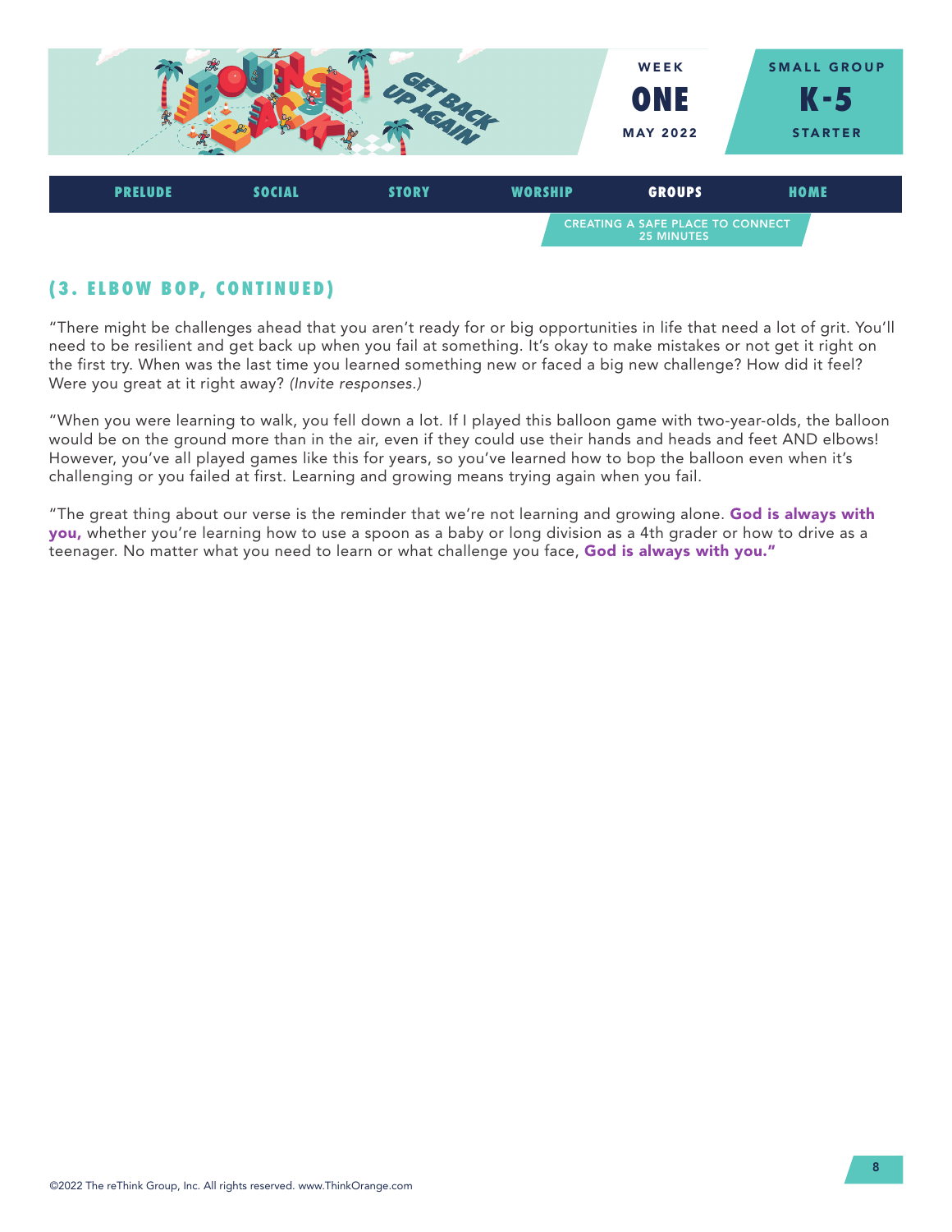## (3. ELBOW BOP, CONTINUED)

"There might be challenges ahead that you aren't ready for or big opportunities in life that need a lot of grit. You'll need to be resilient and get back up when you fail at something. It's okay to make mistakes or not get it right on the first try. When was the last time you learned something new or faced a big new challenge? How did it feel? Were you great at it right away? *(Invite responses.)*

"When you were learning to walk, you fell down a lot. If I played this balloon game with two-year-olds, the balloon would be on the ground more than in the air, even if they could use their hands and heads and feet AND elbows! However, you've all played games like this for years, so you've learned how to bop the balloon even when it's challenging or you failed at first. Learning and growing means trying again when you fail.

"The great thing about our verse is the reminder that we're not learning and growing alone. **God is always with you,** whether you're learning how to use a spoon as a baby or long division as a 4th grader or how to drive as a teenager. No matter what you need to learn or what challenge you face, **God is always with you."**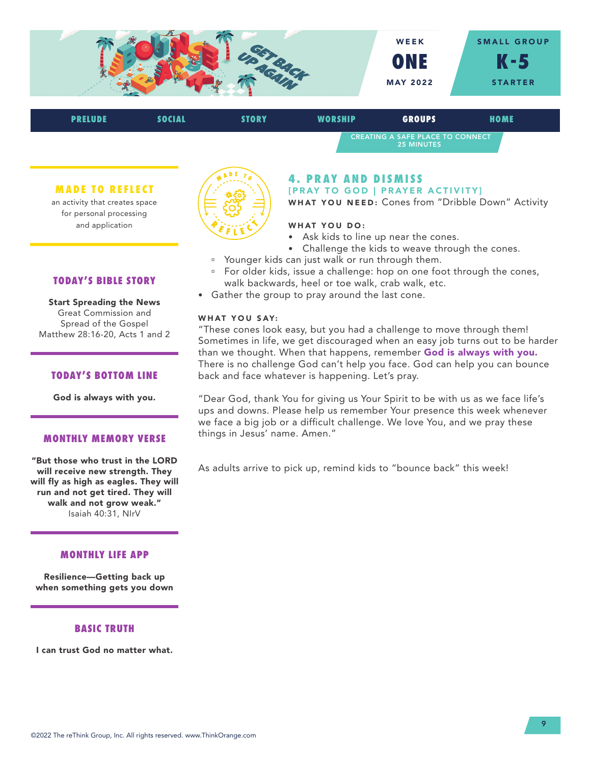WEEK **ONE** MAY 2022

SMALL GROUP **K-5** STARTER

PRELUDE | SOCIAL | STORY | WORSHIP | **GROUPS** | HOME

CREATING A SAFE PLACE TO CONNECT
25 MINUTES

### MADE TO REFLECT

an activity that creates space for personal processing and application

### TODAY'S BIBLE STORY

**Start Spreading the News**
Great Commission and Spread of the Gospel
Matthew 28:16-20, Acts 1 and 2

### TODAY'S BOTTOM LINE

**God is always with you.**

### MONTHLY MEMORY VERSE

**"But those who trust in the LORD will receive new strength. They will fly as high as eagles. They will run and not get tired. They will walk and not grow weak."**
Isaiah 40:31, NIrV

### MONTHLY LIFE APP

**Resilience—Getting back up when something gets you down**

### BASIC TRUTH

**I can trust God no matter what.**

## 4. PRAY AND DISMISS

**[PRAY TO GOD | PRAYER ACTIVITY]**

**WHAT YOU NEED:** Cones from "Dribble Down" Activity

**WHAT YOU DO:**

- Ask kids to line up near the cones.
- Challenge the kids to weave through the cones.
  - Younger kids can just walk or run through them.
  - For older kids, issue a challenge: hop on one foot through the cones, walk backwards, heel or toe walk, crab walk, etc.
- Gather the group to pray around the last cone.

**WHAT YOU SAY:**

"These cones look easy, but you had a challenge to move through them! Sometimes in life, we get discouraged when an easy job turns out to be harder than we thought. When that happens, remember **God is always with you.** There is no challenge God can't help you face. God can help you can bounce back and face whatever is happening. Let's pray.

"Dear God, thank You for giving us Your Spirit to be with us as we face life's ups and downs. Please help us remember Your presence this week whenever we face a big job or a difficult challenge. We love You, and we pray these things in Jesus' name. Amen."

As adults arrive to pick up, remind kids to "bounce back" this week!

©2022 The reThink Group, Inc. All rights reserved. www.ThinkOrange.com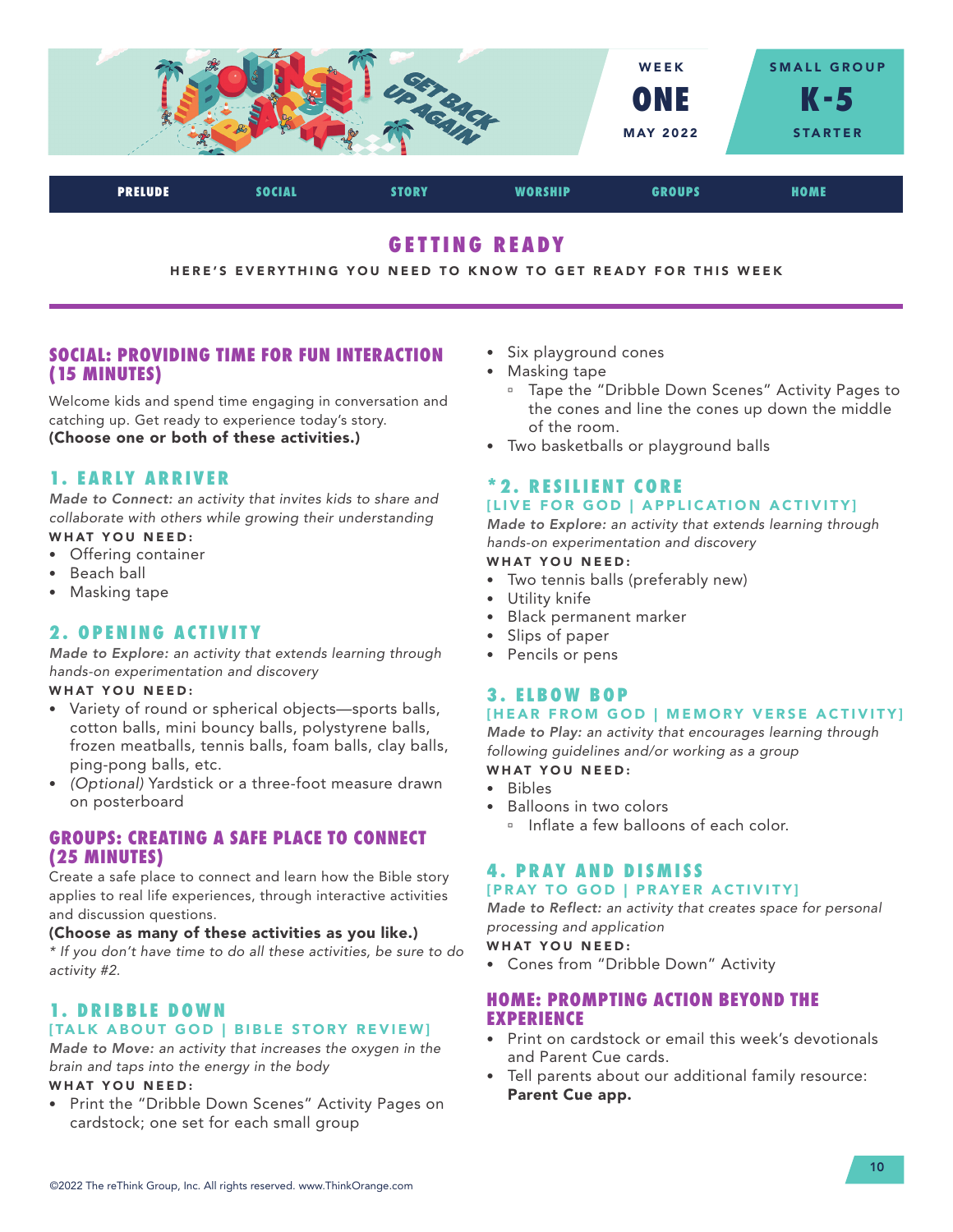WEEK **ONE** MAY 2022

SMALL GROUP **K-5** STARTER

PRELUDE | SOCIAL | STORY | WORSHIP | GROUPS | HOME

# GETTING READY

HERE'S EVERYTHING YOU NEED TO KNOW TO GET READY FOR THIS WEEK

## SOCIAL: PROVIDING TIME FOR FUN INTERACTION (15 MINUTES)

Welcome kids and spend time engaging in conversation and catching up. Get ready to experience today's story.
**(Choose one or both of these activities.)**

### 1. EARLY ARRIVER

*Made to Connect:* *an activity that invites kids to share and collaborate with others while growing their understanding*

**WHAT YOU NEED:**

- Offering container
- Beach ball
- Masking tape

### 2. OPENING ACTIVITY

*Made to Explore:* *an activity that extends learning through hands-on experimentation and discovery*

**WHAT YOU NEED:**

- Variety of round or spherical objects—sports balls, cotton balls, mini bouncy balls, polystyrene balls, frozen meatballs, tennis balls, foam balls, clay balls, ping-pong balls, etc.
- *(Optional)* Yardstick or a three-foot measure drawn on posterboard

## GROUPS: CREATING A SAFE PLACE TO CONNECT (25 MINUTES)

Create a safe place to connect and learn how the Bible story applies to real life experiences, through interactive activities and discussion questions.

**(Choose as many of these activities as you like.)**

*\* If you don't have time to do all these activities, be sure to do activity #2.*

### 1. DRIBBLE DOWN

[TALK ABOUT GOD | BIBLE STORY REVIEW]

*Made to Move:* *an activity that increases the oxygen in the brain and taps into the energy in the body*

**WHAT YOU NEED:**

- Print the "Dribble Down Scenes" Activity Pages on cardstock; one set for each small group
- Six playground cones
- Masking tape
  - Tape the "Dribble Down Scenes" Activity Pages to the cones and line the cones up down the middle of the room.
- Two basketballs or playground balls

### *2. RESILIENT CORE

[LIVE FOR GOD | APPLICATION ACTIVITY]

*Made to Explore:* *an activity that extends learning through hands-on experimentation and discovery*

**WHAT YOU NEED:**

- Two tennis balls (preferably new)
- Utility knife
- Black permanent marker
- Slips of paper
- Pencils or pens

### 3. ELBOW BOP

[HEAR FROM GOD | MEMORY VERSE ACTIVITY]

*Made to Play:* *an activity that encourages learning through following guidelines and/or working as a group*

**WHAT YOU NEED:**

- Bibles
- Balloons in two colors
  - Inflate a few balloons of each color.

### 4. PRAY AND DISMISS

[PRAY TO GOD | PRAYER ACTIVITY]

*Made to Reflect:* *an activity that creates space for personal processing and application*

**WHAT YOU NEED:**

- Cones from "Dribble Down" Activity

## HOME: PROMPTING ACTION BEYOND THE EXPERIENCE

- Print on cardstock or email this week's devotionals and Parent Cue cards.
- Tell parents about our additional family resource: **Parent Cue app.**

©2022 The reThink Group, Inc. All rights reserved. www.ThinkOrange.com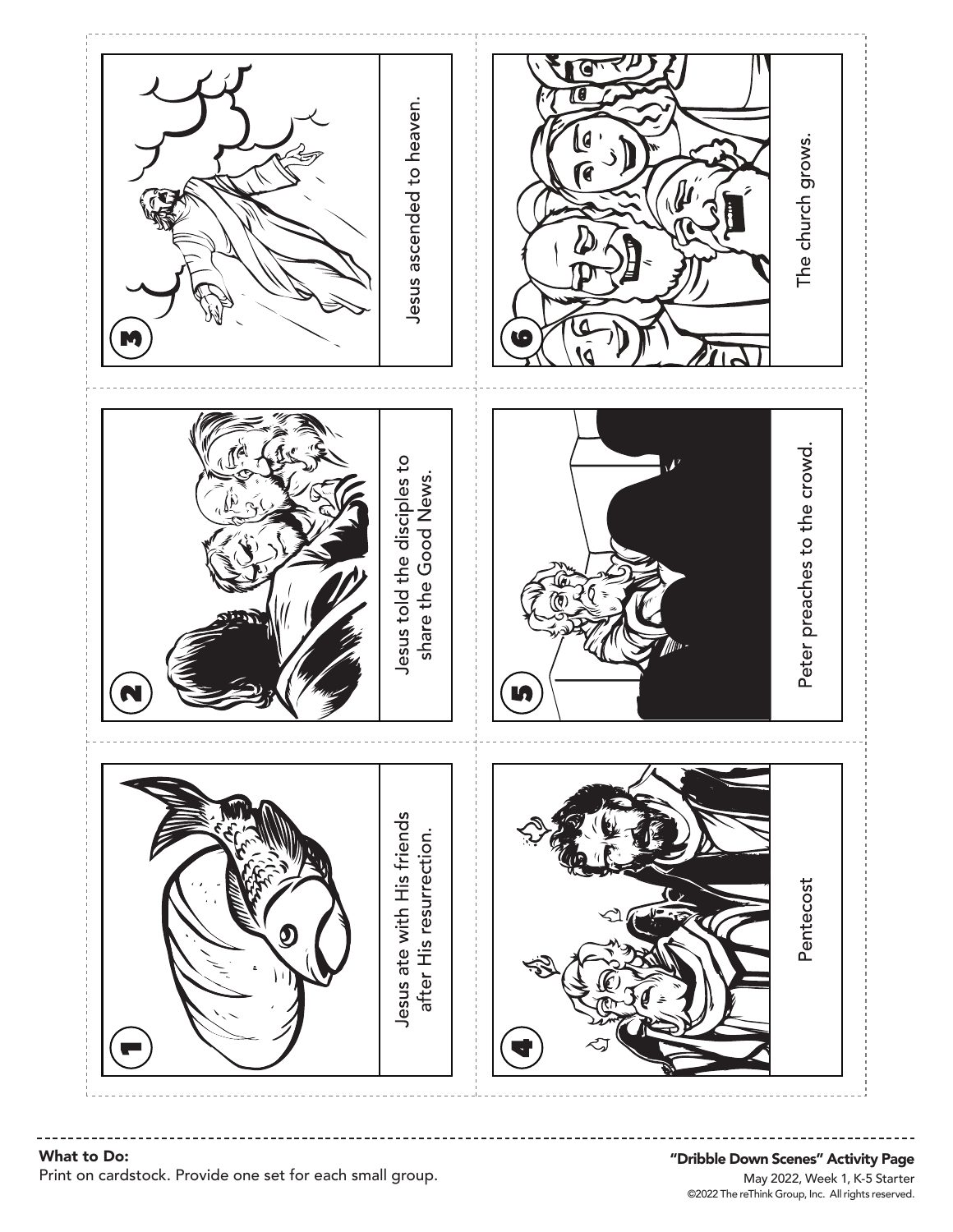1 Jesus ate with His friends after His resurrection.

2 Jesus told the disciples to share the Good News.

3 Jesus ascended to heaven.

4 Pentecost

5 Peter preaches to the crowd.

6 The church grows.

**What to Do:**
Print on cardstock. Provide one set for each small group.

**"Dribble Down Scenes" Activity Page**
May 2022, Week 1, K-5 Starter
©2022 The reThink Group, Inc. All rights reserved.